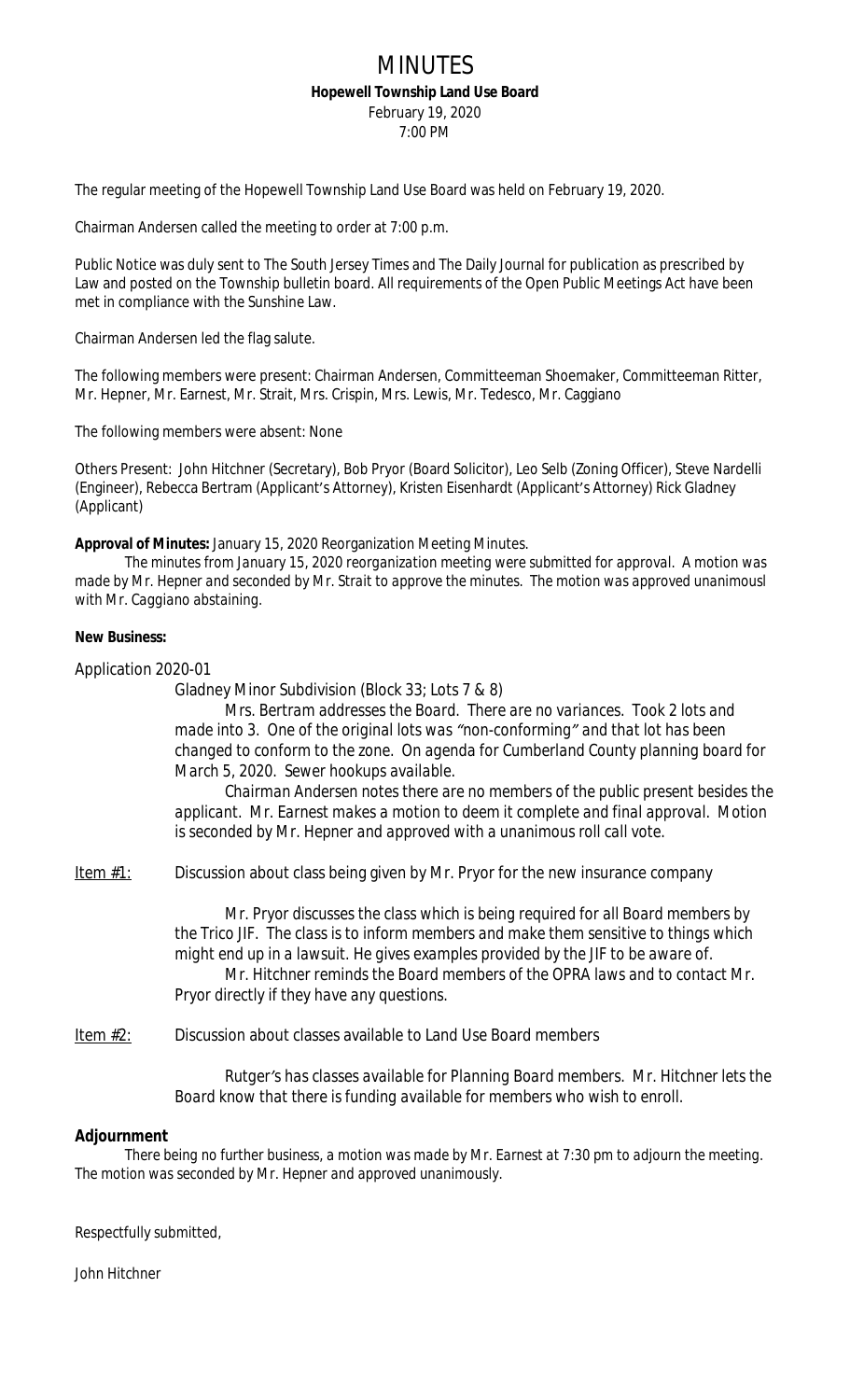# MINUTES

**Hopewell Township Land Use Board**
February 19, 2020
7:00 PM

The regular meeting of the Hopewell Township Land Use Board was held on February 19, 2020.

Chairman Andersen called the meeting to order at 7:00 p.m.

Public Notice was duly sent to The South Jersey Times and The Daily Journal for publication as prescribed by Law and posted on the Township bulletin board. All requirements of the Open Public Meetings Act have been met in compliance with the Sunshine Law.

Chairman Andersen led the flag salute.

The following members were present: Chairman Andersen, Committeeman Shoemaker, Committeeman Ritter, Mr. Hepner, Mr. Earnest, Mr. Strait, Mrs. Crispin, Mrs. Lewis, Mr. Tedesco, Mr. Caggiano

The following members were absent: None

Others Present: John Hitchner (Secretary), Bob Pryor (Board Solicitor), Leo Selb (Zoning Officer), Steve Nardelli (Engineer), Rebecca Bertram (Applicant's Attorney), Kristen Eisenhardt (Applicant's Attorney) Rick Gladney (Applicant)

**Approval of Minutes:** January 15, 2020 Reorganization Meeting Minutes.

*The minutes from January 15, 2020 reorganization meeting were submitted for approval. A motion was made by Mr. Hepner and seconded by Mr. Strait to approve the minutes. The motion was approved unanimousl with Mr. Caggiano abstaining.*

**New Business:**

Application 2020-01

Gladney Minor Subdivision (Block 33; Lots 7 & 8)

*Mrs. Bertram addresses the Board. There are no variances. Took 2 lots and made into 3. One of the original lots was "non-conforming" and that lot has been changed to conform to the zone. On agenda for Cumberland County planning board for March 5, 2020. Sewer hookups available.*

*Chairman Andersen notes there are no members of the public present besides the applicant. Mr. Earnest makes a motion to deem it complete and final approval. Motion is seconded by Mr. Hepner and approved with a unanimous roll call vote.*

Item #1: Discussion about class being given by Mr. Pryor for the new insurance company

*Mr. Pryor discusses the class which is being required for all Board members by the Trico JIF. The class is to inform members and make them sensitive to things which might end up in a lawsuit. He gives examples provided by the JIF to be aware of.*

*Mr. Hitchner reminds the Board members of the OPRA laws and to contact Mr. Pryor directly if they have any questions.*

Item #2: Discussion about classes available to Land Use Board members

*Rutger's has classes available for Planning Board members. Mr. Hitchner lets the Board know that there is funding available for members who wish to enroll.*

**Adjournment**

*There being no further business, a motion was made by Mr. Earnest at 7:30 pm to adjourn the meeting. The motion was seconded by Mr. Hepner and approved unanimously.*

Respectfully submitted,

John Hitchner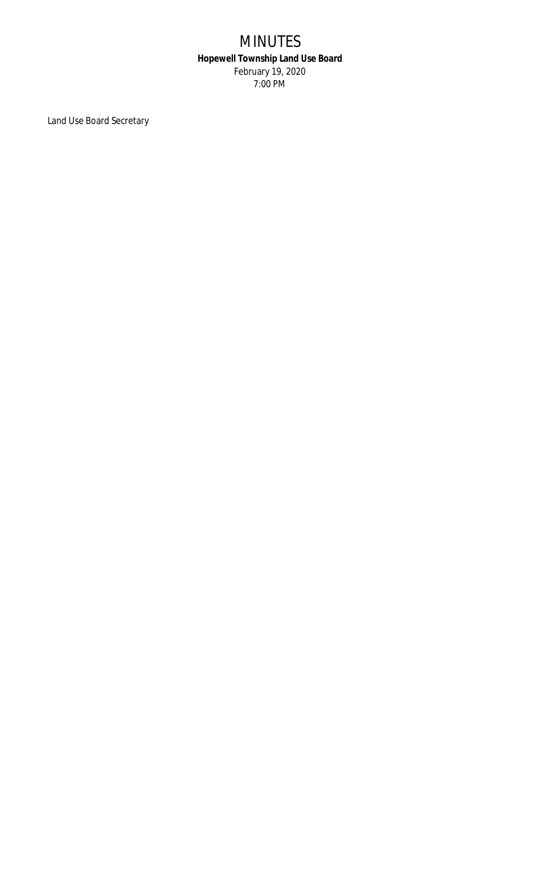# MINUTES

**Hopewell Township Land Use Board**

February 19, 2020

7:00 PM

Land Use Board Secretary